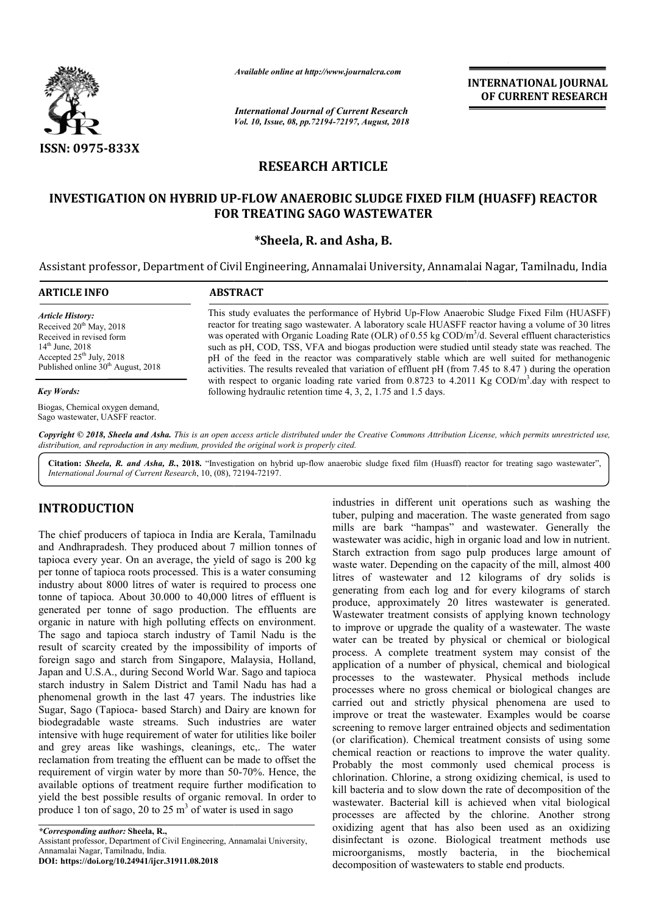ISSN: 0975-833X

*Available online at http://www.journalcra.com*

*International Journal of Current Research*
*Vol. 10, Issue, 08, pp.72194-72197, August, 2018*

**INTERNATIONAL JOURNAL OF CURRENT RESEARCH**

# RESEARCH ARTICLE

# INVESTIGATION ON HYBRID UP-FLOW ANAEROBIC SLUDGE FIXED FILM (HUASFF) REACTOR FOR TREATING SAGO WASTEWATER

**\*Sheela, R. and Asha, B.**

Assistant professor, Department of Civil Engineering, Annamalai University, Annamalai Nagar, Tamilnadu, India

**ARTICLE INFO**

*Article History:*
Received 20th May, 2018
Received in revised form
14th June, 2018
Accepted 25th July, 2018
Published online 30th August, 2018

*Key Words:*
Biogas, Chemical oxygen demand, Sago wastewater, UASFF reactor.

**ABSTRACT**

This study evaluates the performance of Hybrid Up-Flow Anaerobic Sludge Fixed Film (HUASFF) reactor for treating sago wastewater. A laboratory scale HUASFF reactor having a volume of 30 litres was operated with Organic Loading Rate (OLR) of 0.55 kg COD/m$^3$/d. Several effluent characteristics such as pH, COD, TSS, VFA and biogas production were studied until steady state was reached. The pH of the feed in the reactor was comparatively stable which are well suited for methanogenic activities. The results revealed that variation of effluent pH (from 7.45 to 8.47 ) during the operation with respect to organic loading rate varied from 0.8723 to 4.2011 Kg COD/m$^3$.day with respect to following hydraulic retention time 4, 3, 2, 1.75 and 1.5 days.

*Copyright © 2018, Sheela and Asha. This is an open access article distributed under the Creative Commons Attribution License, which permits unrestricted use, distribution, and reproduction in any medium, provided the original work is properly cited.*

**Citation:** *Sheela, R. and Asha, B.,* **2018.** "Investigation on hybrid up-flow anaerobic sludge fixed film (Huasff) reactor for treating sago wastewater", *International Journal of Current Research*, 10, (08), 72194-72197.

## INTRODUCTION

The chief producers of tapioca in India are Kerala, Tamilnadu and Andhrapradesh. They produced about 7 million tonnes of tapioca every year. On an average, the yield of sago is 200 kg per tonne of tapioca roots processed. This is a water consuming industry about 8000 litres of water is required to process one tonne of tapioca. About 30.000 to 40,000 litres of effluent is generated per tonne of sago production. The effluents are organic in nature with high polluting effects on environment. The sago and tapioca starch industry of Tamil Nadu is the result of scarcity created by the impossibility of imports of foreign sago and starch from Singapore, Malaysia, Holland, Japan and U.S.A., during Second World War. Sago and tapioca starch industry in Salem District and Tamil Nadu has had a phenomenal growth in the last 47 years. The industries like Sugar, Sago (Tapioca- based Starch) and Dairy are known for biodegradable waste streams. Such industries are water intensive with huge requirement of water for utilities like boiler and grey areas like washings, cleanings, etc,. The water reclamation from treating the effluent can be made to offset the requirement of virgin water by more than 50-70%. Hence, the available options of treatment require further modification to yield the best possible results of organic removal. In order to produce 1 ton of sago, 20 to 25 m$^3$ of water is used in sago industries in different unit operations such as washing the tuber, pulping and maceration. The waste generated from sago mills are bark "hampas" and wastewater. Generally the wastewater was acidic, high in organic load and low in nutrient. Starch extraction from sago pulp produces large amount of waste water. Depending on the capacity of the mill, almost 400 litres of wastewater and 12 kilograms of dry solids is generating from each log and for every kilograms of starch produce, approximately 20 litres wastewater is generated. Wastewater treatment consists of applying known technology to improve or upgrade the quality of a wastewater. The waste water can be treated by physical or chemical or biological process. A complete treatment system may consist of the application of a number of physical, chemical and biological processes to the wastewater. Physical methods include processes where no gross chemical or biological changes are carried out and strictly physical phenomena are used to improve or treat the wastewater. Examples would be coarse screening to remove larger entrained objects and sedimentation (or clarification). Chemical treatment consists of using some chemical reaction or reactions to improve the water quality. Probably the most commonly used chemical process is chlorination. Chlorine, a strong oxidizing chemical, is used to kill bacteria and to slow down the rate of decomposition of the wastewater. Bacterial kill is achieved when vital biological processes are affected by the chlorine. Another strong oxidizing agent that has also been used as an oxidizing disinfectant is ozone. Biological treatment methods use microorganisms, mostly bacteria, in the biochemical decomposition of wastewaters to stable end products.

*\*Corresponding author:* **Sheela, R.,**
Assistant professor, Department of Civil Engineering, Annamalai University, Annamalai Nagar, Tamilnadu, India.
**DOI: https://doi.org/10.24941/ijcr.31911.08.2018**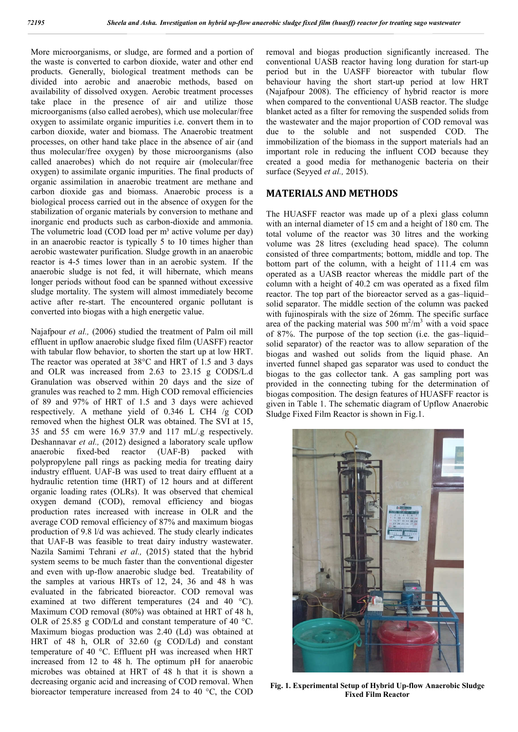More microorganisms, or sludge, are formed and a portion of the waste is converted to carbon dioxide, water and other end products. Generally, biological treatment methods can be divided into aerobic and anaerobic methods, based on availability of dissolved oxygen. Aerobic treatment processes take place in the presence of air and utilize those microorganisms (also called aerobes), which use molecular/free oxygen to assimilate organic impurities i.e. convert them in to carbon dioxide, water and biomass. The Anaerobic treatment processes, on other hand take place in the absence of air (and thus molecular/free oxygen) by those microorganisms (also called anaerobes) which do not require air (molecular/free oxygen) to assimilate organic impurities. The final products of organic assimilation in anaerobic treatment are methane and carbon dioxide gas and biomass. Anaerobic process is a biological process carried out in the absence of oxygen for the stabilization of organic materials by conversion to methane and inorganic end products such as carbon-dioxide and ammonia. The volumetric load (COD load per m³ active volume per day) in an anaerobic reactor is typically 5 to 10 times higher than aerobic wastewater purification. Sludge growth in an anaerobic reactor is 4-5 times lower than in an aerobic system. If the anaerobic sludge is not fed, it will hibernate, which means longer periods without food can be spanned without excessive sludge mortality. The system will almost immediately become active after re-start. The encountered organic pollutant is converted into biogas with a high energetic value.

Najafpour *et al.,* (2006) studied the treatment of Palm oil mill effluent in upflow anaerobic sludge fixed film (UASFF) reactor with tabular flow behavior, to shorten the start up at low HRT. The reactor was operated at 38°C and HRT of 1.5 and 3 days and OLR was increased from 2.63 to 23.15 g CODS/L.d Granulation was observed within 20 days and the size of granules was reached to 2 mm. High COD removal efficiencies of 89 and 97% of HRT of 1.5 and 3 days were achieved respectively. A methane yield of 0.346 L CH4 /g COD removed when the highest OLR was obtained. The SVI at 15, 35 and 55 cm were 16.9 37.9 and 117 mL/.g respectively. Deshannavar *et al.,* (2012) designed a laboratory scale upflow anaerobic fixed-bed reactor (UAF-B) packed with polypropylene pall rings as packing media for treating dairy industry effluent. UAF-B was used to treat dairy effluent at a hydraulic retention time (HRT) of 12 hours and at different organic loading rates (OLRs). It was observed that chemical oxygen demand (COD), removal efficiency and biogas production rates increased with increase in OLR and the average COD removal efficiency of 87% and maximum biogas production of 9.8 l/d was achieved. The study clearly indicates that UAF-B was feasible to treat dairy industry wastewater. Nazila Samimi Tehrani *et al.,* (2015) stated that the hybrid system seems to be much faster than the conventional digester and even with up-flow anaerobic sludge bed. Treatability of the samples at various HRTs of 12, 24, 36 and 48 h was evaluated in the fabricated bioreactor. COD removal was examined at two different temperatures (24 and 40 °C). Maximum COD removal (80%) was obtained at HRT of 48 h, OLR of 25.85 g COD/Ld and constant temperature of 40 °C. Maximum biogas production was 2.40 (Ld) was obtained at HRT of 48 h, OLR of 32.60 (g COD/Ld) and constant temperature of 40 °C. Effluent pH was increased when HRT increased from 12 to 48 h. The optimum pH for anaerobic microbes was obtained at HRT of 48 h that it is shown a decreasing organic acid and increasing of COD removal. When bioreactor temperature increased from 24 to 40 °C, the COD removal and biogas production significantly increased. The conventional UASB reactor having long duration for start-up period but in the UASFF bioreactor with tubular flow behaviour having the short start-up period at low HRT (Najafpour 2008). The efficiency of hybrid reactor is more when compared to the conventional UASB reactor. The sludge blanket acted as a filter for removing the suspended solids from the wastewater and the major proportion of COD removal was due to the soluble and not suspended COD. The immobilization of the biomass in the support materials had an important role in reducing the influent COD because they created a good media for methanogenic bacteria on their surface (Seyyed *et al.,* 2015).

## MATERIALS AND METHODS

The HUASFF reactor was made up of a plexi glass column with an internal diameter of 15 cm and a height of 180 cm. The total volume of the reactor was 30 litres and the working volume was 28 litres (excluding head space). The column consisted of three compartments; bottom, middle and top. The bottom part of the column, with a height of 111.4 cm was operated as a UASB reactor whereas the middle part of the column with a height of 40.2 cm was operated as a fixed film reactor. The top part of the bioreactor served as a gas–liquid–solid separator. The middle section of the column was packed with fujinospirals with the size of 26mm. The specific surface area of the packing material was 500 $m^2/m^3$ with a void space of 87%. The purpose of the top section (i.e. the gas–liquid–solid separator) of the reactor was to allow separation of the biogas and washed out solids from the liquid phase. An inverted funnel shaped gas separator was used to conduct the biogas to the gas collector tank. A gas sampling port was provided in the connecting tubing for the determination of biogas composition. The design features of HUASFF reactor is given in Table 1. The schematic diagram of Upflow Anaerobic Sludge Fixed Film Reactor is shown in Fig.1.

**Fig. 1. Experimental Setup of Hybrid Up-flow Anaerobic Sludge Fixed Film Reactor**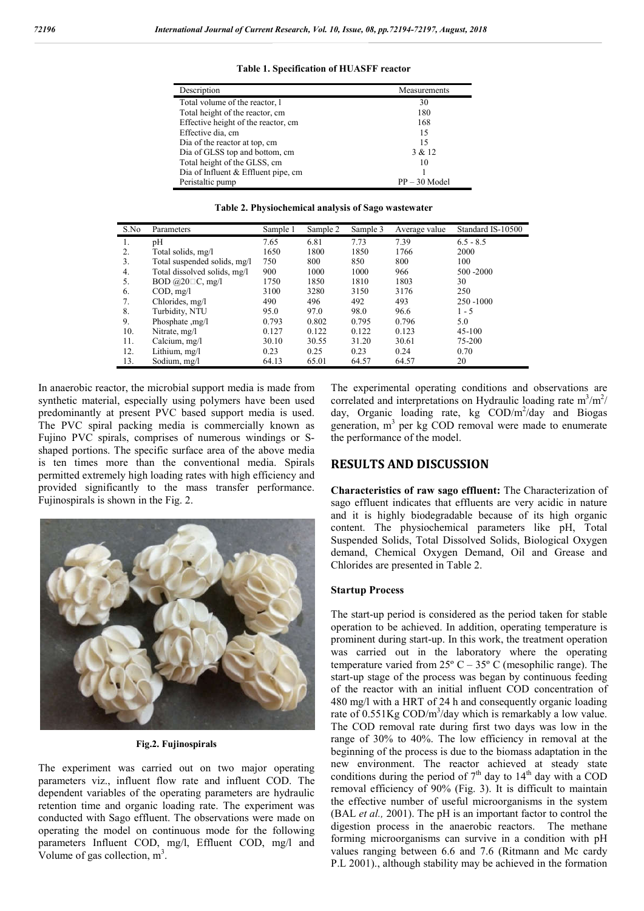**Table 1. Specification of HUASFF reactor**

| Description | Measurements |
|---|---|
| Total volume of the reactor, l | 30 |
| Total height of the reactor, cm | 180 |
| Effective height of the reactor, cm | 168 |
| Effective dia, cm | 15 |
| Dia of the reactor at top, cm | 15 |
| Dia of GLSS top and bottom, cm | 3 & 12 |
| Total height of the GLSS, cm | 10 |
| Dia of Influent & Effluent pipe, cm | 1 |
| Peristaltic pump | PP – 30 Model |

**Table 2. Physiochemical analysis of Sago wastewater**

| S.No | Parameters | Sample 1 | Sample 2 | Sample 3 | Average value | Standard IS-10500 |
|---|---|---|---|---|---|---|
| 1. | pH | 7.65 | 6.81 | 7.73 | 7.39 | 6.5 - 8.5 |
| 2. | Total solids, mg/l | 1650 | 1800 | 1850 | 1766 | 2000 |
| 3. | Total suspended solids, mg/l | 750 | 800 | 850 | 800 | 100 |
| 4. | Total dissolved solids, mg/l | 900 | 1000 | 1000 | 966 | 500 -2000 |
| 5. | BOD @20□C, mg/l | 1750 | 1850 | 1810 | 1803 | 30 |
| 6. | COD, mg/l | 3100 | 3280 | 3150 | 3176 | 250 |
| 7. | Chlorides, mg/l | 490 | 496 | 492 | 493 | 250 -1000 |
| 8. | Turbidity, NTU | 95.0 | 97.0 | 98.0 | 96.6 | 1 - 5 |
| 9. | Phosphate ,mg/l | 0.793 | 0.802 | 0.795 | 0.796 | 5.0 |
| 10. | Nitrate, mg/l | 0.127 | 0.122 | 0.122 | 0.123 | 45-100 |
| 11. | Calcium, mg/l | 30.10 | 30.55 | 31.20 | 30.61 | 75-200 |
| 12. | Lithium, mg/l | 0.23 | 0.25 | 0.23 | 0.24 | 0.70 |
| 13. | Sodium, mg/l | 64.13 | 65.01 | 64.57 | 64.57 | 20 |

In anaerobic reactor, the microbial support media is made from synthetic material, especially using polymers have been used predominantly at present PVC based support media is used. The PVC spiral packing media is commercially known as Fujino PVC spirals, comprises of numerous windings or S-shaped portions. The specific surface area of the above media is ten times more than the conventional media. Spirals permitted extremely high loading rates with high efficiency and provided significantly to the mass transfer performance. Fujinospirals is shown in the Fig. 2.

**Fig.2. Fujinospirals**

The experiment was carried out on two major operating parameters viz., influent flow rate and influent COD. The dependent variables of the operating parameters are hydraulic retention time and organic loading rate. The experiment was conducted with Sago effluent. The observations were made on operating the model on continuous mode for the following parameters Influent COD, mg/l, Effluent COD, mg/l and Volume of gas collection, $m^3$.

The experimental operating conditions and observations are correlated and interpretations on Hydraulic loading rate $m^3/m^2/$day, Organic loading rate, kg COD/$m^2$/day and Biogas generation, $m^3$ per kg COD removal were made to enumerate the performance of the model.

## RESULTS AND DISCUSSION

**Characteristics of raw sago effluent:** The Characterization of sago effluent indicates that effluents are very acidic in nature and it is highly biodegradable because of its high organic content. The physiochemical parameters like pH, Total Suspended Solids, Total Dissolved Solids, Biological Oxygen demand, Chemical Oxygen Demand, Oil and Grease and Chlorides are presented in Table 2.

### Startup Process

The start-up period is considered as the period taken for stable operation to be achieved. In addition, operating temperature is prominent during start-up. In this work, the treatment operation was carried out in the laboratory where the operating temperature varied from 25º C – 35º C (mesophilic range). The start-up stage of the process was began by continuous feeding of the reactor with an initial influent COD concentration of 480 mg/l with a HRT of 24 h and consequently organic loading rate of 0.551Kg COD/$m^3$/day which is remarkably a low value. The COD removal rate during first two days was low in the range of 30% to 40%. The low efficiency in removal at the beginning of the process is due to the biomass adaptation in the new environment. The reactor achieved at steady state conditions during the period of 7th day to 14th day with a COD removal efficiency of 90% (Fig. 3). It is difficult to maintain the effective number of useful microorganisms in the system (BAL *et al.,* 2001). The pH is an important factor to control the digestion process in the anaerobic reactors. The methane forming microorganisms can survive in a condition with pH values ranging between 6.6 and 7.6 (Ritmann and Mc cardy P.L 2001)., although stability may be achieved in the formation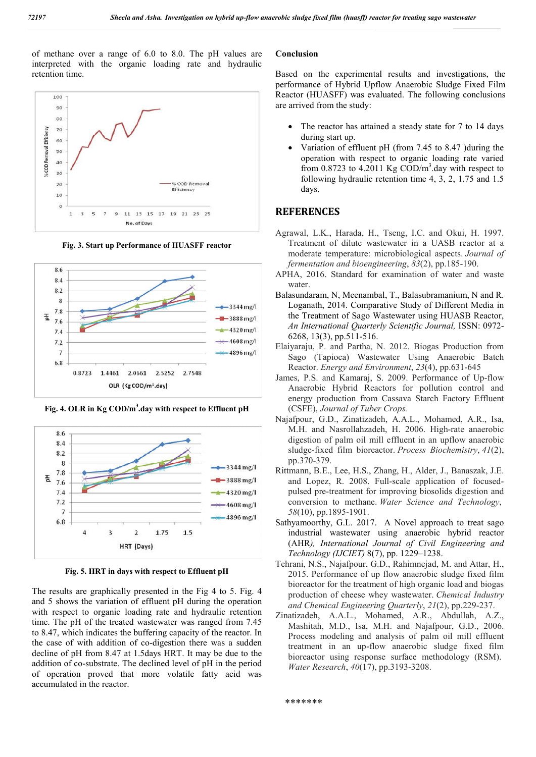of methane over a range of 6.0 to 8.0. The pH values are interpreted with the organic loading rate and hydraulic retention time.

100
90
80
70
60
50
40
30
20
10
0
% COD Removal Efficiency
1 3 5 7 9 11 13 15 17 19 21 23 25
No. of Days
% COD Removal Efficiency

**Fig. 3. Start up Performance of HUASFF reactor**

8.6
8.4
8.2
8
7.8
7.6
7.4
7.2
7
6.8
pH
0.8723 1.4461 2.0661 2.5252 2.7548
OLR (Kg COD/m³.day)
3344 mg/l
3888 mg/l
4320 mg/l
4608 mg/l
4896 mg/l

**Fig. 4. OLR in Kg COD/m$^3$.day with respect to Effluent pH**

8.6
8.4
8.2
8
7.8
7.6
7.4
7.2
7
6.8
pH
4 3 2 1.75 1.5
HRT (Days)
3344 mg/l
3888 mg/l
4320 mg/l
4608 mg/l
4896 mg/l

**Fig. 5. HRT in days with respect to Effluent pH**

The results are graphically presented in the Fig 4 to 5. Fig. 4 and 5 shows the variation of effluent pH during the operation with respect to organic loading rate and hydraulic retention time. The pH of the treated wastewater was ranged from 7.45 to 8.47, which indicates the buffering capacity of the reactor. In the case of with addition of co-digestion there was a sudden decline of pH from 8.47 at 1.5days HRT. It may be due to the addition of co-substrate. The declined level of pH in the period of operation proved that more volatile fatty acid was accumulated in the reactor.

## Conclusion

Based on the experimental results and investigations, the performance of Hybrid Upflow Anaerobic Sludge Fixed Film Reactor (HUASFF) was evaluated. The following conclusions are arrived from the study:

- The reactor has attained a steady state for 7 to 14 days during start up.
- Variation of effluent pH (from 7.45 to 8.47 )during the operation with respect to organic loading rate varied from 0.8723 to 4.2011 Kg COD/m$^3$.day with respect to following hydraulic retention time 4, 3, 2, 1.75 and 1.5 days.

## REFERENCES

Agrawal, L.K., Harada, H., Tseng, I.C. and Okui, H. 1997. Treatment of dilute wastewater in a UASB reactor at a moderate temperature: microbiological aspects. *Journal of fermentation and bioengineering*, *83*(2), pp.185-190.

APHA, 2016. Standard for examination of water and waste water.

Balasundaram, N, Meenambal, T., Balasubramanium, N and R. Loganath, 2014. Comparative Study of Different Media in the Treatment of Sago Wastewater using HUASB Reactor, *An International Quarterly Scientific Journal,* ISSN: 0972-6268, 13(3), pp.511-516.

Elaiyaraju, P. and Partha, N. 2012. Biogas Production from Sago (Tapioca) Wastewater Using Anaerobic Batch Reactor. *Energy and Environment*, *23*(4), pp.631-645

James, P.S. and Kamaraj, S. 2009. Performance of Up-flow Anaerobic Hybrid Reactors for pollution control and energy production from Cassava Starch Factory Effluent (CSFE), *Journal of Tuber Crops.*

Najafpour, G.D., Zinatizadeh, A.A.L., Mohamed, A.R., Isa, M.H. and Nasrollahzadeh, H. 2006. High-rate anaerobic digestion of palm oil mill effluent in an upflow anaerobic sludge-fixed film bioreactor. *Process Biochemistry*, *41*(2), pp.370-379.

Rittmann, B.E., Lee, H.S., Zhang, H., Alder, J., Banaszak, J.E. and Lopez, R. 2008. Full-scale application of focused-pulsed pre-treatment for improving biosolids digestion and conversion to methane. *Water Science and Technology*, *58*(10), pp.1895-1901.

Sathyamoorthy, G.L. 2017. A Novel approach to treat sago industrial wastewater using anaerobic hybrid reactor (AHR*), International Journal of Civil Engineering and Technology (IJCIET)* 8(7), pp. 1229–1238.

Tehrani, N.S., Najafpour, G.D., Rahimnejad, M. and Attar, H., 2015. Performance of up flow anaerobic sludge fixed film bioreactor for the treatment of high organic load and biogas production of cheese whey wastewater. *Chemical Industry and Chemical Engineering Quarterly*, *21*(2), pp.229-237.

Zinatizadeh, A.A.L., Mohamed, A.R., Abdullah, A.Z., Mashitah, M.D., Isa, M.H. and Najafpour, G.D., 2006. Process modeling and analysis of palm oil mill effluent treatment in an up-flow anaerobic sludge fixed film bioreactor using response surface methodology (RSM). *Water Research*, *40*(17), pp.3193-3208.

*******